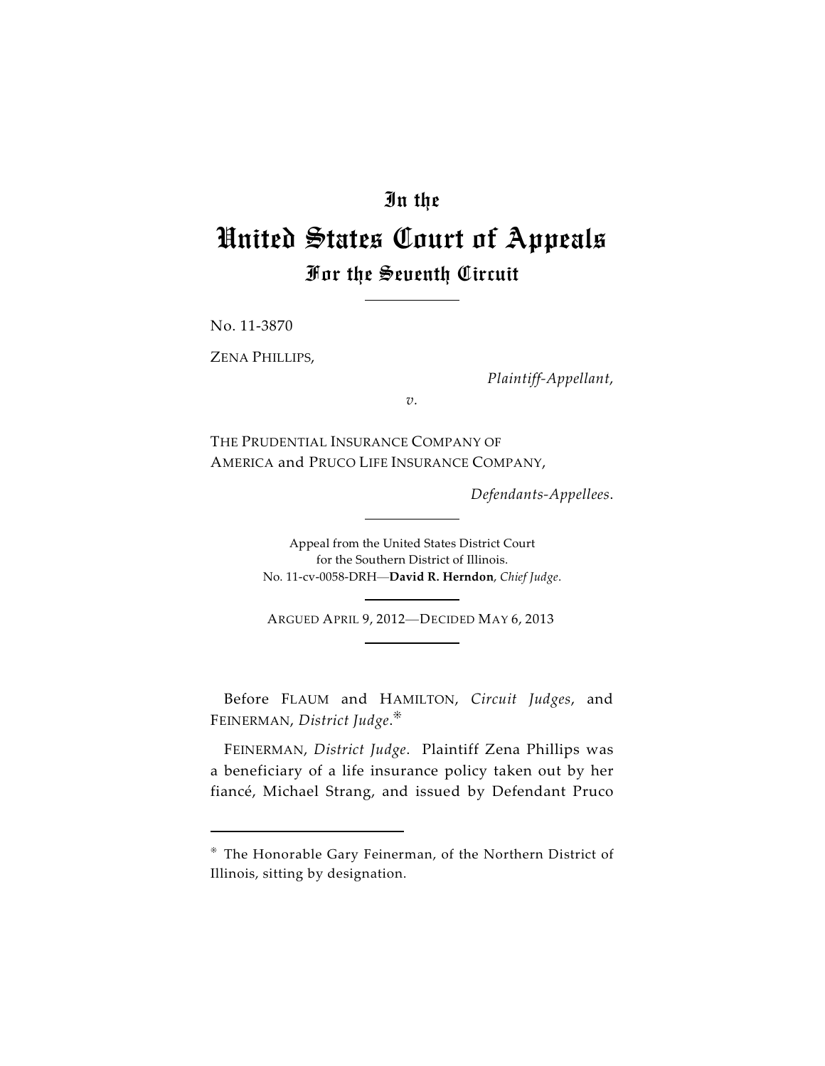# In the
# United States Court of Appeals
## For the Seventh Circuit

No. 11-3870

ZENA PHILLIPS,

*Plaintiff-Appellant*,

*v.*

THE PRUDENTIAL INSURANCE COMPANY OF AMERICA and PRUCO LIFE INSURANCE COMPANY,

*Defendants-Appellees*.

Appeal from the United States District Court for the Southern District of Illinois.
No. 11-cv-0058-DRH—**David R. Herndon**, *Chief Judge*.

ARGUED APRIL 9, 2012—DECIDED MAY 6, 2013

Before FLAUM and HAMILTON, *Circuit Judges*, and FEINERMAN, *District Judge*.*

FEINERMAN, *District Judge*. Plaintiff Zena Phillips was a beneficiary of a life insurance policy taken out by her fiancé, Michael Strang, and issued by Defendant Pruco

* The Honorable Gary Feinerman, of the Northern District of Illinois, sitting by designation.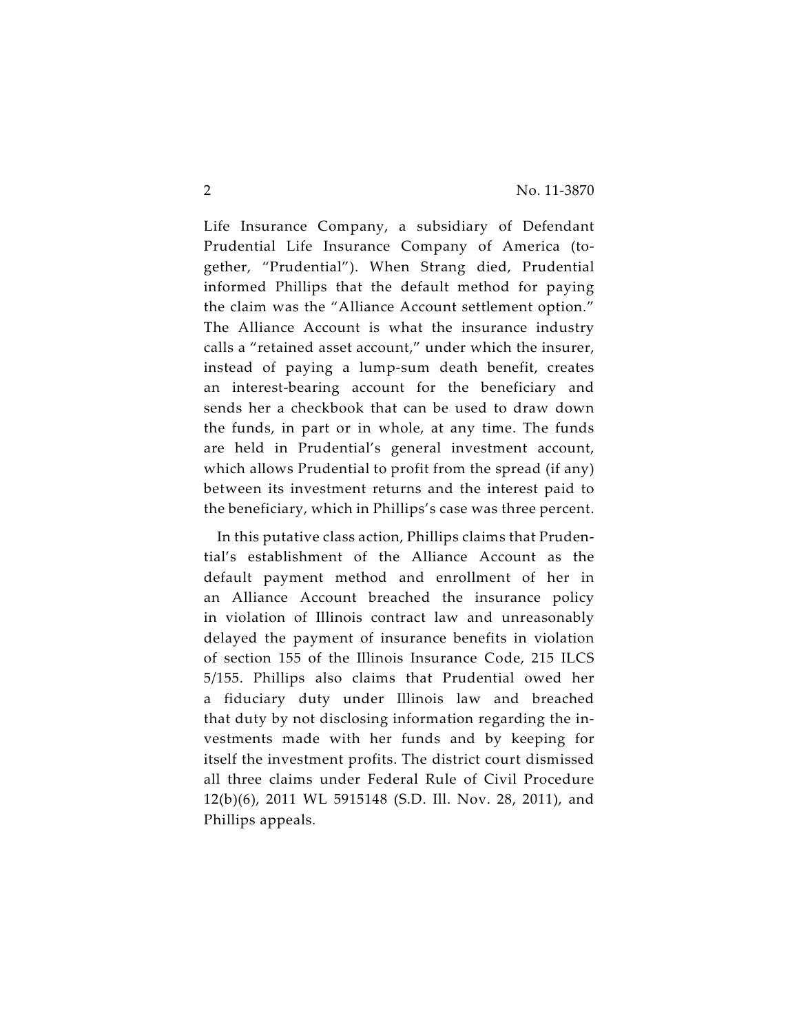Life Insurance Company, a subsidiary of Defendant Prudential Life Insurance Company of America (together, "Prudential"). When Strang died, Prudential informed Phillips that the default method for paying the claim was the "Alliance Account settlement option." The Alliance Account is what the insurance industry calls a "retained asset account," under which the insurer, instead of paying a lump-sum death benefit, creates an interest-bearing account for the beneficiary and sends her a checkbook that can be used to draw down the funds, in part or in whole, at any time. The funds are held in Prudential's general investment account, which allows Prudential to profit from the spread (if any) between its investment returns and the interest paid to the beneficiary, which in Phillips's case was three percent.

In this putative class action, Phillips claims that Prudential's establishment of the Alliance Account as the default payment method and enrollment of her in an Alliance Account breached the insurance policy in violation of Illinois contract law and unreasonably delayed the payment of insurance benefits in violation of section 155 of the Illinois Insurance Code, 215 ILCS 5/155. Phillips also claims that Prudential owed her a fiduciary duty under Illinois law and breached that duty by not disclosing information regarding the investments made with her funds and by keeping for itself the investment profits. The district court dismissed all three claims under Federal Rule of Civil Procedure 12(b)(6), 2011 WL 5915148 (S.D. Ill. Nov. 28, 2011), and Phillips appeals.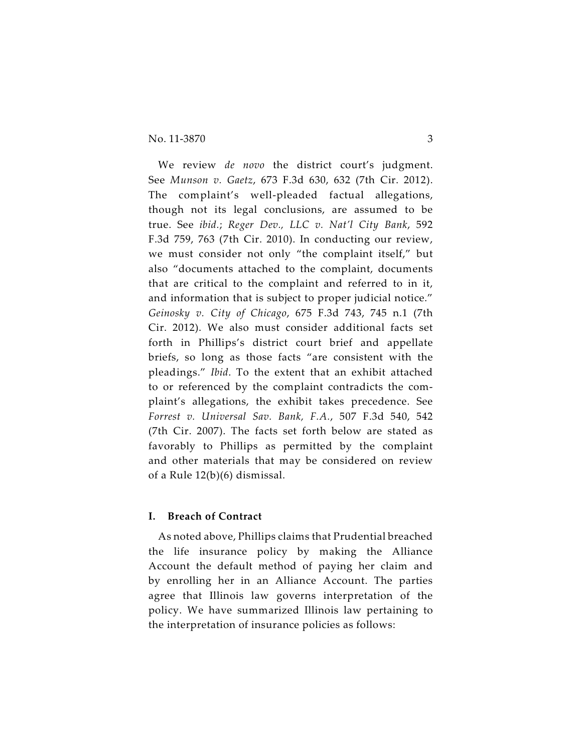We review *de novo* the district court's judgment. See *Munson v. Gaetz*, 673 F.3d 630, 632 (7th Cir. 2012). The complaint's well-pleaded factual allegations, though not its legal conclusions, are assumed to be true. See *ibid.*; *Reger Dev., LLC v. Nat'l City Bank*, 592 F.3d 759, 763 (7th Cir. 2010). In conducting our review, we must consider not only "the complaint itself," but also "documents attached to the complaint, documents that are critical to the complaint and referred to in it, and information that is subject to proper judicial notice." *Geinosky v. City of Chicago*, 675 F.3d 743, 745 n.1 (7th Cir. 2012). We also must consider additional facts set forth in Phillips's district court brief and appellate briefs, so long as those facts "are consistent with the pleadings." *Ibid*. To the extent that an exhibit attached to or referenced by the complaint contradicts the complaint's allegations, the exhibit takes precedence. See *Forrest v. Universal Sav. Bank, F.A.*, 507 F.3d 540, 542 (7th Cir. 2007). The facts set forth below are stated as favorably to Phillips as permitted by the complaint and other materials that may be considered on review of a Rule 12(b)(6) dismissal.

## I. Breach of Contract

As noted above, Phillips claims that Prudential breached the life insurance policy by making the Alliance Account the default method of paying her claim and by enrolling her in an Alliance Account. The parties agree that Illinois law governs interpretation of the policy. We have summarized Illinois law pertaining to the interpretation of insurance policies as follows: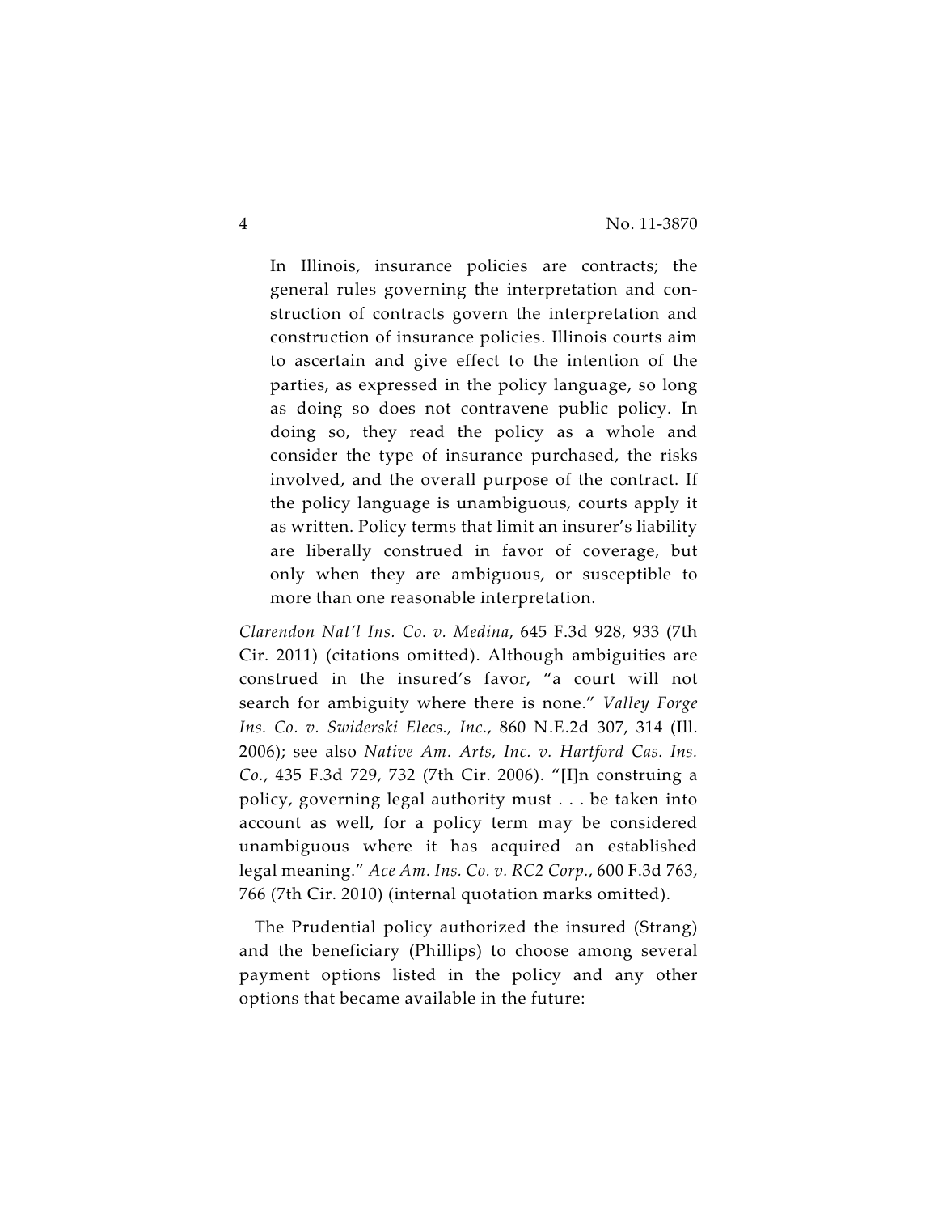> In Illinois, insurance policies are contracts; the general rules governing the interpretation and construction of contracts govern the interpretation and construction of insurance policies. Illinois courts aim to ascertain and give effect to the intention of the parties, as expressed in the policy language, so long as doing so does not contravene public policy. In doing so, they read the policy as a whole and consider the type of insurance purchased, the risks involved, and the overall purpose of the contract. If the policy language is unambiguous, courts apply it as written. Policy terms that limit an insurer's liability are liberally construed in favor of coverage, but only when they are ambiguous, or susceptible to more than one reasonable interpretation.

*Clarendon Nat'l Ins. Co. v. Medina*, 645 F.3d 928, 933 (7th Cir. 2011) (citations omitted). Although ambiguities are construed in the insured's favor, "a court will not search for ambiguity where there is none." *Valley Forge Ins. Co. v. Swiderski Elecs., Inc.*, 860 N.E.2d 307, 314 (Ill. 2006); see also *Native Am. Arts, Inc. v. Hartford Cas. Ins. Co.*, 435 F.3d 729, 732 (7th Cir. 2006). "[I]n construing a policy, governing legal authority must . . . be taken into account as well, for a policy term may be considered unambiguous where it has acquired an established legal meaning." *Ace Am. Ins. Co. v. RC2 Corp.*, 600 F.3d 763, 766 (7th Cir. 2010) (internal quotation marks omitted).

The Prudential policy authorized the insured (Strang) and the beneficiary (Phillips) to choose among several payment options listed in the policy and any other options that became available in the future: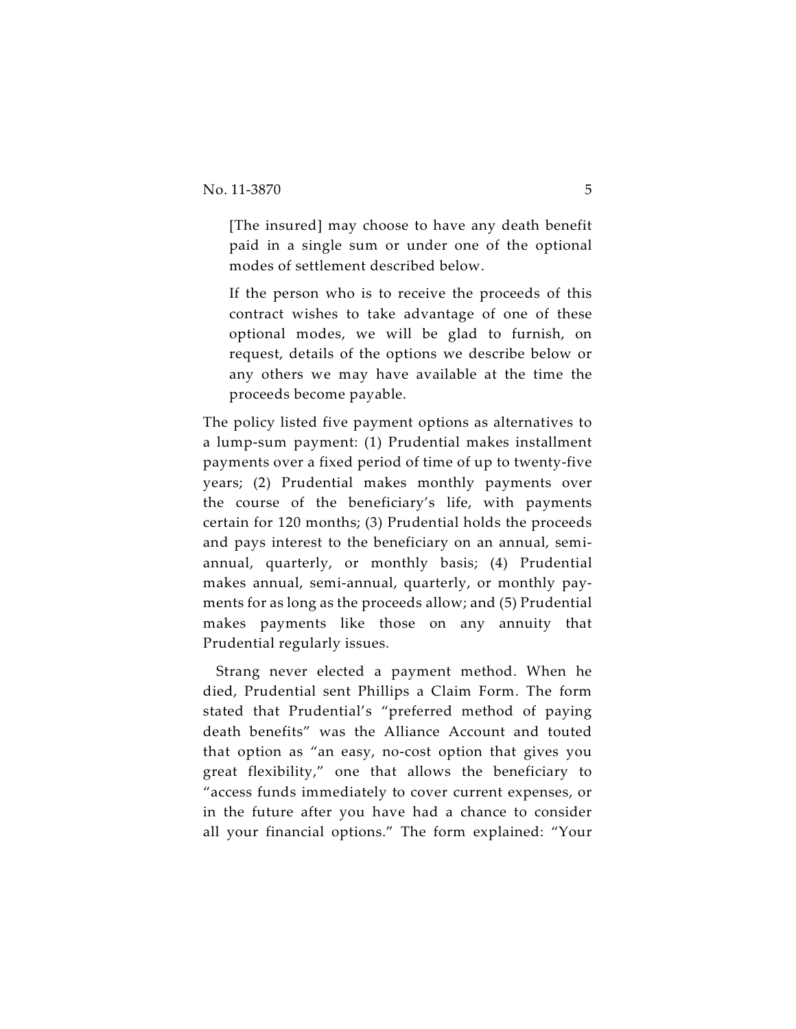> [The insured] may choose to have any death benefit paid in a single sum or under one of the optional modes of settlement described below.
>
> If the person who is to receive the proceeds of this contract wishes to take advantage of one of these optional modes, we will be glad to furnish, on request, details of the options we describe below or any others we may have available at the time the proceeds become payable.

The policy listed five payment options as alternatives to a lump-sum payment: (1) Prudential makes installment payments over a fixed period of time of up to twenty-five years; (2) Prudential makes monthly payments over the course of the beneficiary's life, with payments certain for 120 months; (3) Prudential holds the proceeds and pays interest to the beneficiary on an annual, semi-annual, quarterly, or monthly basis; (4) Prudential makes annual, semi-annual, quarterly, or monthly payments for as long as the proceeds allow; and (5) Prudential makes payments like those on any annuity that Prudential regularly issues.

Strang never elected a payment method. When he died, Prudential sent Phillips a Claim Form. The form stated that Prudential's "preferred method of paying death benefits" was the Alliance Account and touted that option as "an easy, no-cost option that gives you great flexibility," one that allows the beneficiary to "access funds immediately to cover current expenses, or in the future after you have had a chance to consider all your financial options." The form explained: "Your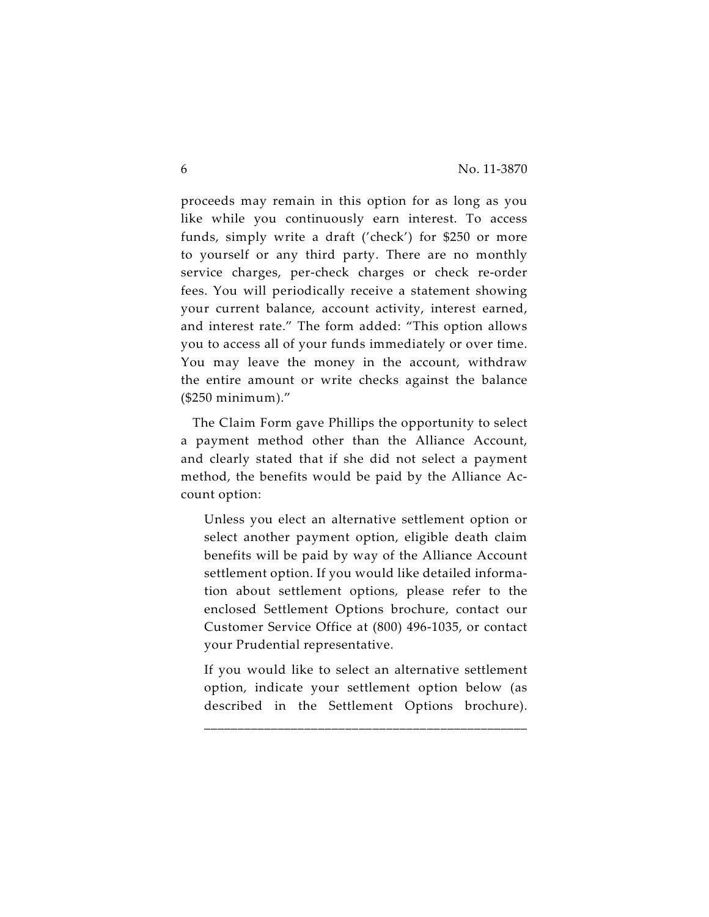proceeds may remain in this option for as long as you like while you continuously earn interest. To access funds, simply write a draft ('check') for $250 or more to yourself or any third party. There are no monthly service charges, per-check charges or check re-order fees. You will periodically receive a statement showing your current balance, account activity, interest earned, and interest rate." The form added: "This option allows you to access all of your funds immediately or over time. You may leave the money in the account, withdraw the entire amount or write checks against the balance ($250 minimum)."

The Claim Form gave Phillips the opportunity to select a payment method other than the Alliance Account, and clearly stated that if she did not select a payment method, the benefits would be paid by the Alliance Account option:

> Unless you elect an alternative settlement option or select another payment option, eligible death claim benefits will be paid by way of the Alliance Account settlement option. If you would like detailed information about settlement options, please refer to the enclosed Settlement Options brochure, contact our Customer Service Office at (800) 496-1035, or contact your Prudential representative.
>
> If you would like to select an alternative settlement option, indicate your settlement option below (as described in the Settlement Options brochure). ______________________________________________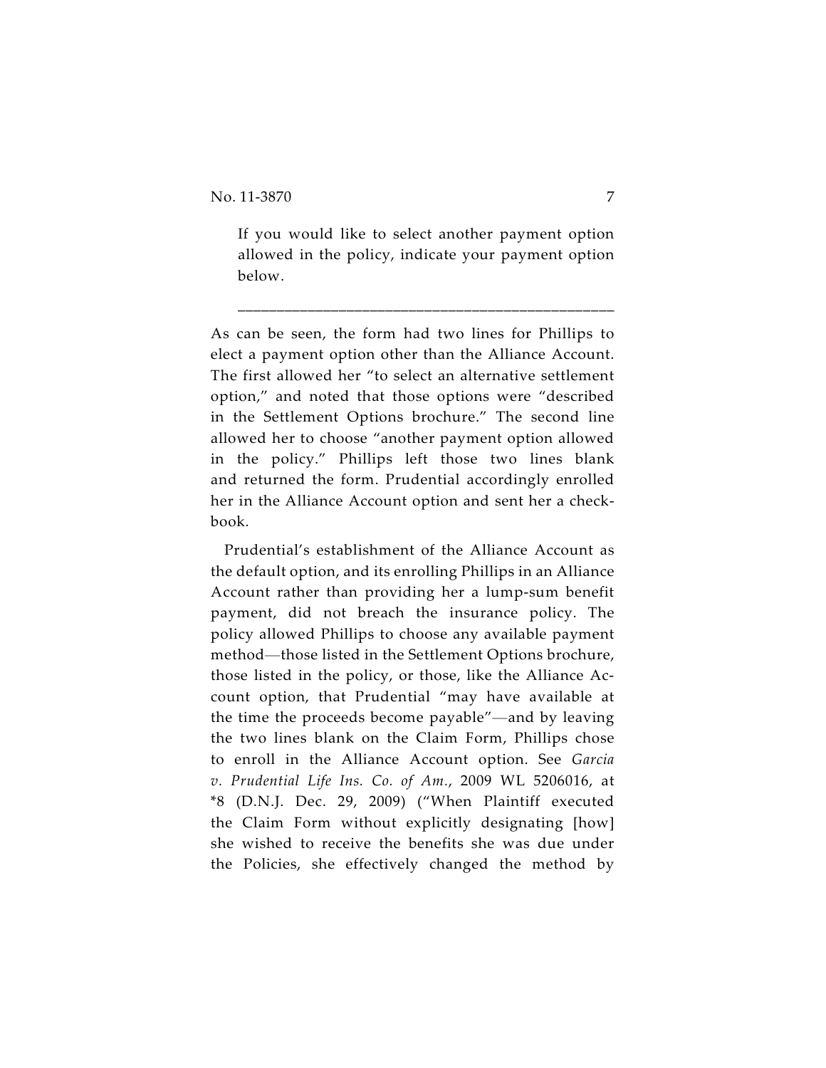> If you would like to select another payment option allowed in the policy, indicate your payment option below.
>
> ______________________________________________

As can be seen, the form had two lines for Phillips to elect a payment option other than the Alliance Account. The first allowed her "to select an alternative settlement option," and noted that those options were "described in the Settlement Options brochure." The second line allowed her to choose "another payment option allowed in the policy." Phillips left those two lines blank and returned the form. Prudential accordingly enrolled her in the Alliance Account option and sent her a checkbook.

Prudential's establishment of the Alliance Account as the default option, and its enrolling Phillips in an Alliance Account rather than providing her a lump-sum benefit payment, did not breach the insurance policy. The policy allowed Phillips to choose any available payment method—those listed in the Settlement Options brochure, those listed in the policy, or those, like the Alliance Account option, that Prudential "may have available at the time the proceeds become payable"—and by leaving the two lines blank on the Claim Form, Phillips chose to enroll in the Alliance Account option. See *Garcia v. Prudential Life Ins. Co. of Am.*, 2009 WL 5206016, at *8 (D.N.J. Dec. 29, 2009) ("When Plaintiff executed the Claim Form without explicitly designating [how] she wished to receive the benefits she was due under the Policies, she effectively changed the method by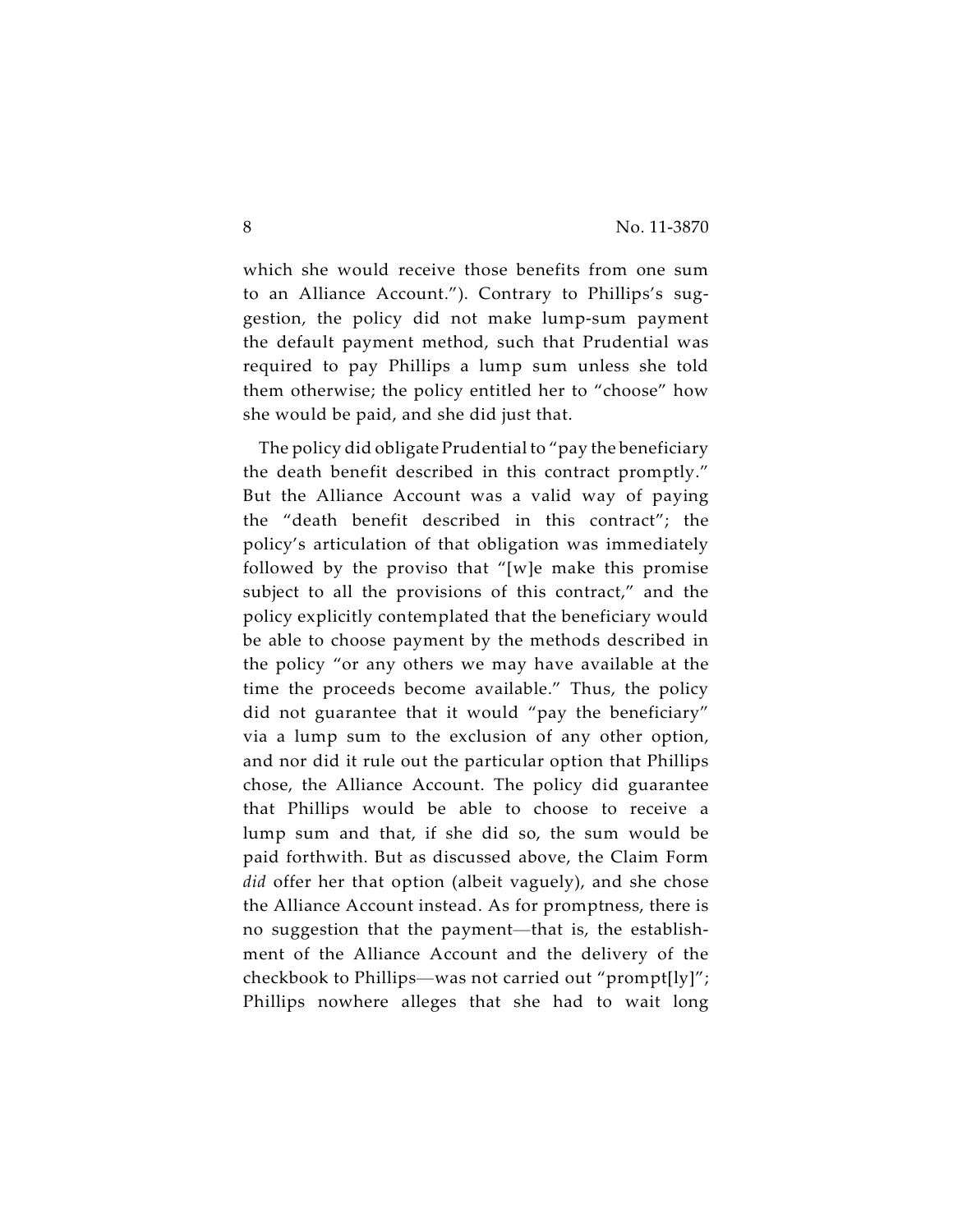which she would receive those benefits from one sum to an Alliance Account."). Contrary to Phillips's suggestion, the policy did not make lump-sum payment the default payment method, such that Prudential was required to pay Phillips a lump sum unless she told them otherwise; the policy entitled her to "choose" how she would be paid, and she did just that.

The policy did obligate Prudential to "pay the beneficiary the death benefit described in this contract promptly." But the Alliance Account was a valid way of paying the "death benefit described in this contract"; the policy's articulation of that obligation was immediately followed by the proviso that "[w]e make this promise subject to all the provisions of this contract," and the policy explicitly contemplated that the beneficiary would be able to choose payment by the methods described in the policy "or any others we may have available at the time the proceeds become available." Thus, the policy did not guarantee that it would "pay the beneficiary" via a lump sum to the exclusion of any other option, and nor did it rule out the particular option that Phillips chose, the Alliance Account. The policy did guarantee that Phillips would be able to choose to receive a lump sum and that, if she did so, the sum would be paid forthwith. But as discussed above, the Claim Form *did* offer her that option (albeit vaguely), and she chose the Alliance Account instead. As for promptness, there is no suggestion that the payment—that is, the establishment of the Alliance Account and the delivery of the checkbook to Phillips—was not carried out "prompt[ly]"; Phillips nowhere alleges that she had to wait long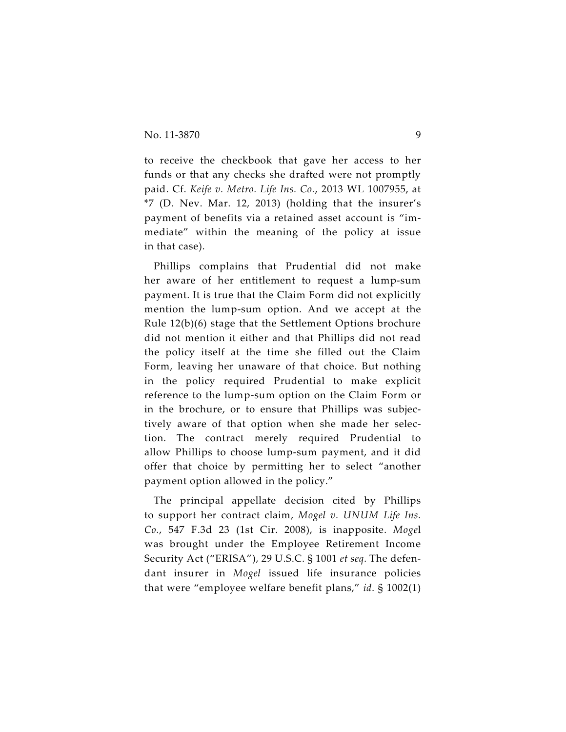to receive the checkbook that gave her access to her funds or that any checks she drafted were not promptly paid. Cf. *Keife v. Metro. Life Ins. Co.*, 2013 WL 1007955, at *7 (D. Nev. Mar. 12, 2013) (holding that the insurer's payment of benefits via a retained asset account is "immediate" within the meaning of the policy at issue in that case).

Phillips complains that Prudential did not make her aware of her entitlement to request a lump-sum payment. It is true that the Claim Form did not explicitly mention the lump-sum option. And we accept at the Rule 12(b)(6) stage that the Settlement Options brochure did not mention it either and that Phillips did not read the policy itself at the time she filled out the Claim Form, leaving her unaware of that choice. But nothing in the policy required Prudential to make explicit reference to the lump-sum option on the Claim Form or in the brochure, or to ensure that Phillips was subjectively aware of that option when she made her selection. The contract merely required Prudential to allow Phillips to choose lump-sum payment, and it did offer that choice by permitting her to select "another payment option allowed in the policy."

The principal appellate decision cited by Phillips to support her contract claim, *Mogel v. UNUM Life Ins. Co.*, 547 F.3d 23 (1st Cir. 2008), is inapposite. *Mogel* was brought under the Employee Retirement Income Security Act ("ERISA"), 29 U.S.C. § 1001 *et seq*. The defendant insurer in *Mogel* issued life insurance policies that were "employee welfare benefit plans," *id.* § 1002(1)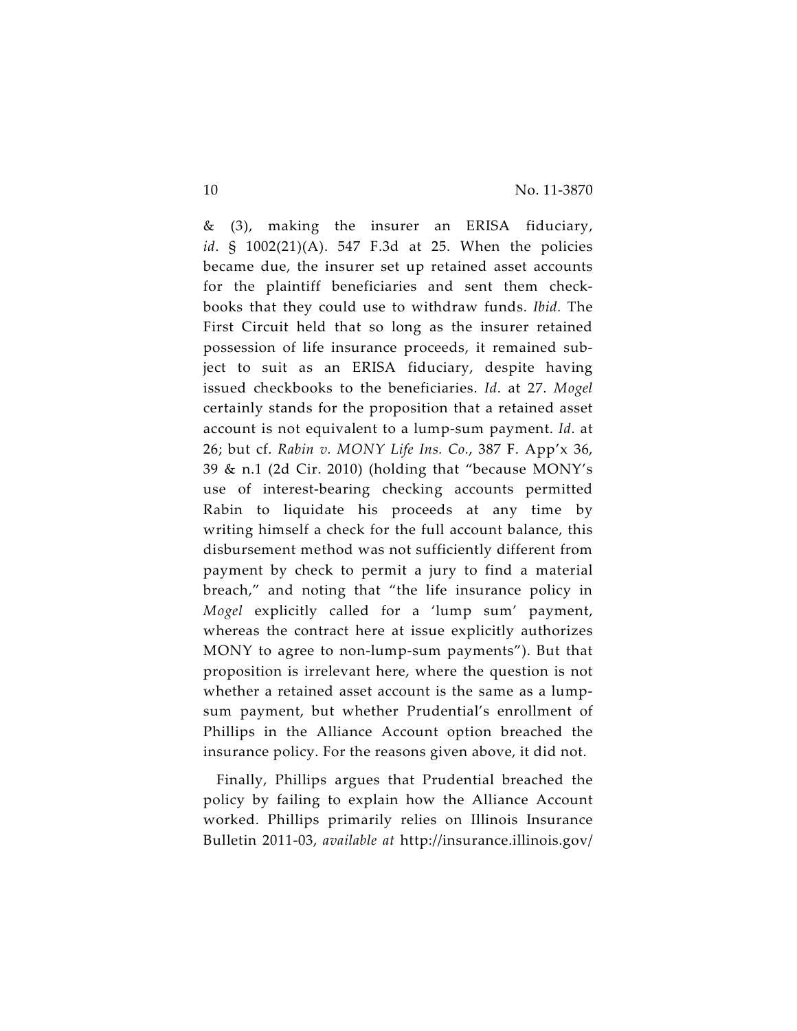& (3), making the insurer an ERISA fiduciary, *id*. § 1002(21)(A). 547 F.3d at 25. When the policies became due, the insurer set up retained asset accounts for the plaintiff beneficiaries and sent them checkbooks that they could use to withdraw funds. *Ibid.* The First Circuit held that so long as the insurer retained possession of life insurance proceeds, it remained subject to suit as an ERISA fiduciary, despite having issued checkbooks to the beneficiaries. *Id*. at 27. *Mogel* certainly stands for the proposition that a retained asset account is not equivalent to a lump-sum payment. *Id*. at 26; but cf. *Rabin v. MONY Life Ins. Co.*, 387 F. App'x 36, 39 & n.1 (2d Cir. 2010) (holding that "because MONY's use of interest-bearing checking accounts permitted Rabin to liquidate his proceeds at any time by writing himself a check for the full account balance, this disbursement method was not sufficiently different from payment by check to permit a jury to find a material breach," and noting that "the life insurance policy in *Mogel* explicitly called for a 'lump sum' payment, whereas the contract here at issue explicitly authorizes MONY to agree to non-lump-sum payments"). But that proposition is irrelevant here, where the question is not whether a retained asset account is the same as a lump-sum payment, but whether Prudential's enrollment of Phillips in the Alliance Account option breached the insurance policy. For the reasons given above, it did not.

Finally, Phillips argues that Prudential breached the policy by failing to explain how the Alliance Account worked. Phillips primarily relies on Illinois Insurance Bulletin 2011-03, *available at* http://insurance.illinois.gov/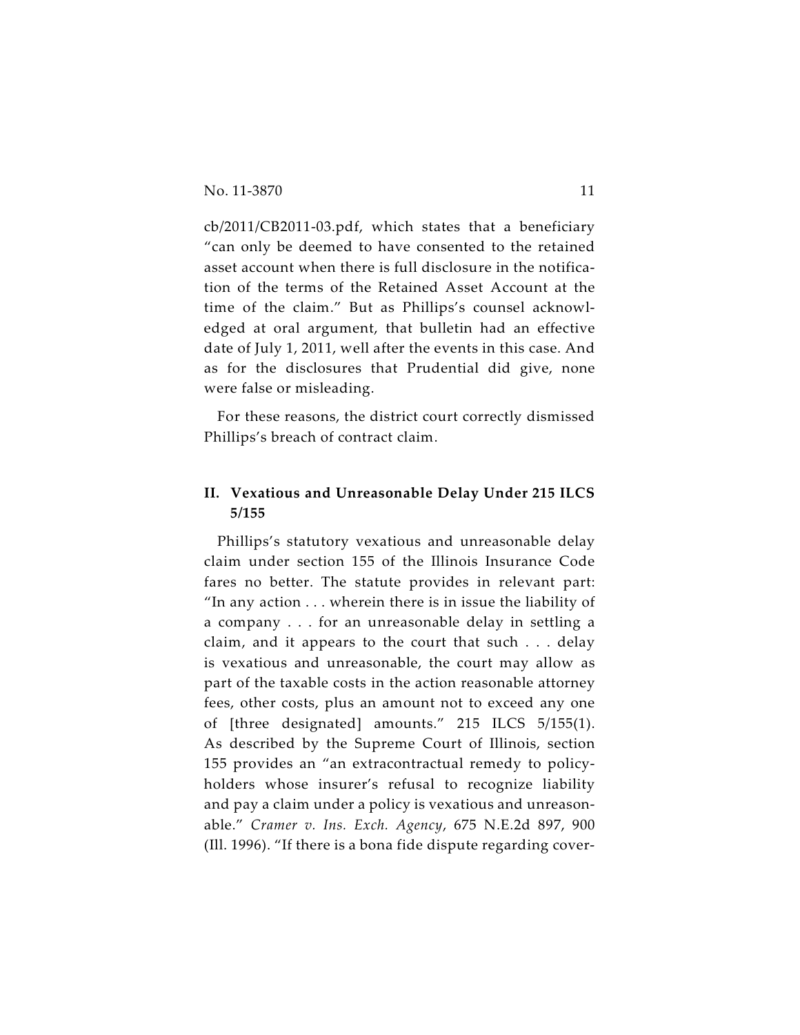cb/2011/CB2011-03.pdf, which states that a beneficiary "can only be deemed to have consented to the retained asset account when there is full disclosure in the notification of the terms of the Retained Asset Account at the time of the claim." But as Phillips's counsel acknowledged at oral argument, that bulletin had an effective date of July 1, 2011, well after the events in this case. And as for the disclosures that Prudential did give, none were false or misleading.

For these reasons, the district court correctly dismissed Phillips's breach of contract claim.

## II. Vexatious and Unreasonable Delay Under 215 ILCS 5/155

Phillips's statutory vexatious and unreasonable delay claim under section 155 of the Illinois Insurance Code fares no better. The statute provides in relevant part: "In any action . . . wherein there is in issue the liability of a company . . . for an unreasonable delay in settling a claim, and it appears to the court that such . . . delay is vexatious and unreasonable, the court may allow as part of the taxable costs in the action reasonable attorney fees, other costs, plus an amount not to exceed any one of [three designated] amounts." 215 ILCS 5/155(1). As described by the Supreme Court of Illinois, section 155 provides an "an extracontractual remedy to policyholders whose insurer's refusal to recognize liability and pay a claim under a policy is vexatious and unreasonable." *Cramer v. Ins. Exch. Agency*, 675 N.E.2d 897, 900 (Ill. 1996). "If there is a bona fide dispute regarding cover-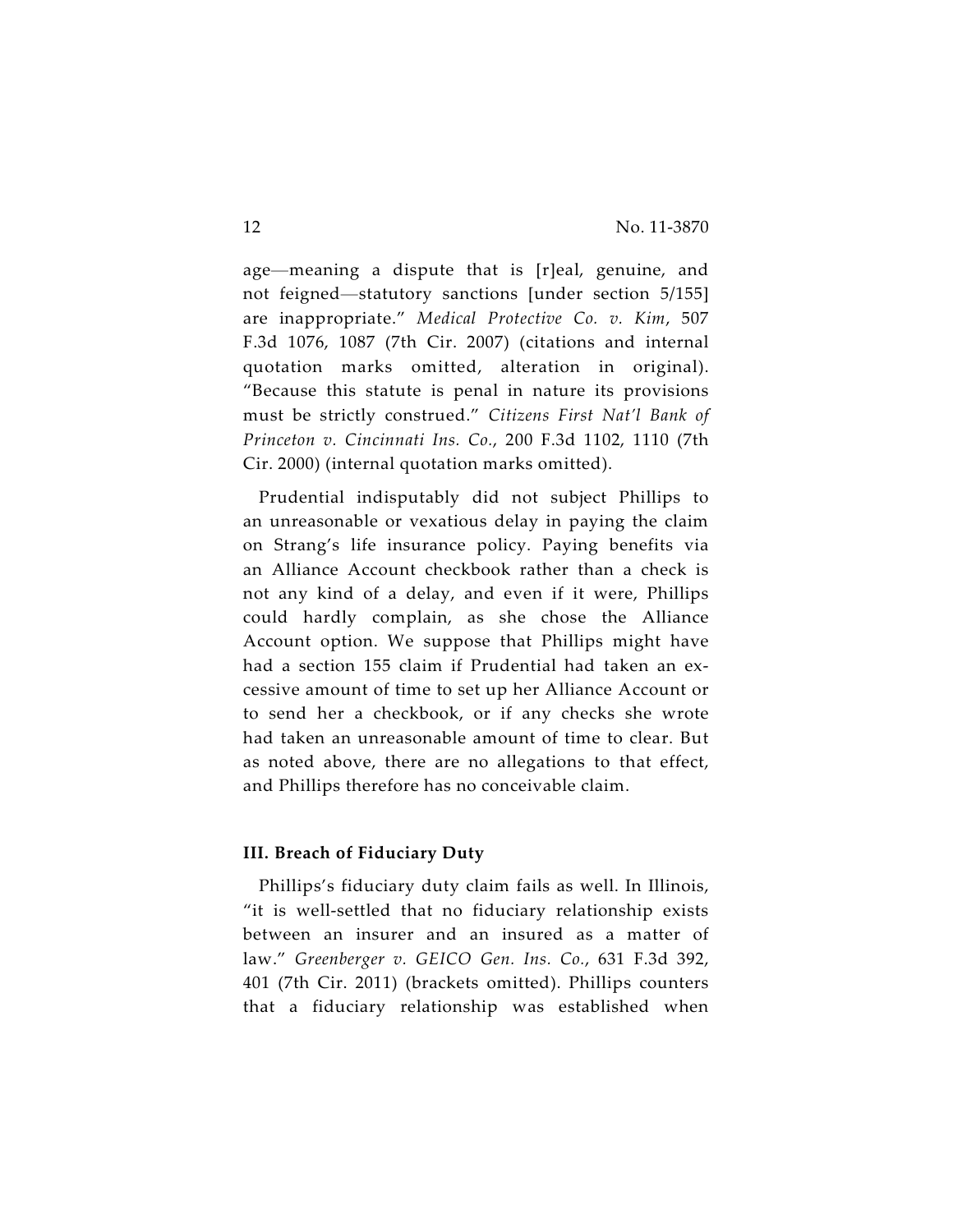age—meaning a dispute that is [r]eal, genuine, and not feigned—statutory sanctions [under section 5/155] are inappropriate." *Medical Protective Co. v. Kim*, 507 F.3d 1076, 1087 (7th Cir. 2007) (citations and internal quotation marks omitted, alteration in original). "Because this statute is penal in nature its provisions must be strictly construed." *Citizens First Nat'l Bank of Princeton v. Cincinnati Ins. Co.*, 200 F.3d 1102, 1110 (7th Cir. 2000) (internal quotation marks omitted).

Prudential indisputably did not subject Phillips to an unreasonable or vexatious delay in paying the claim on Strang's life insurance policy. Paying benefits via an Alliance Account checkbook rather than a check is not any kind of a delay, and even if it were, Phillips could hardly complain, as she chose the Alliance Account option. We suppose that Phillips might have had a section 155 claim if Prudential had taken an excessive amount of time to set up her Alliance Account or to send her a checkbook, or if any checks she wrote had taken an unreasonable amount of time to clear. But as noted above, there are no allegations to that effect, and Phillips therefore has no conceivable claim.

### III. Breach of Fiduciary Duty

Phillips's fiduciary duty claim fails as well. In Illinois, "it is well-settled that no fiduciary relationship exists between an insurer and an insured as a matter of law." *Greenberger v. GEICO Gen. Ins. Co.*, 631 F.3d 392, 401 (7th Cir. 2011) (brackets omitted). Phillips counters that a fiduciary relationship was established when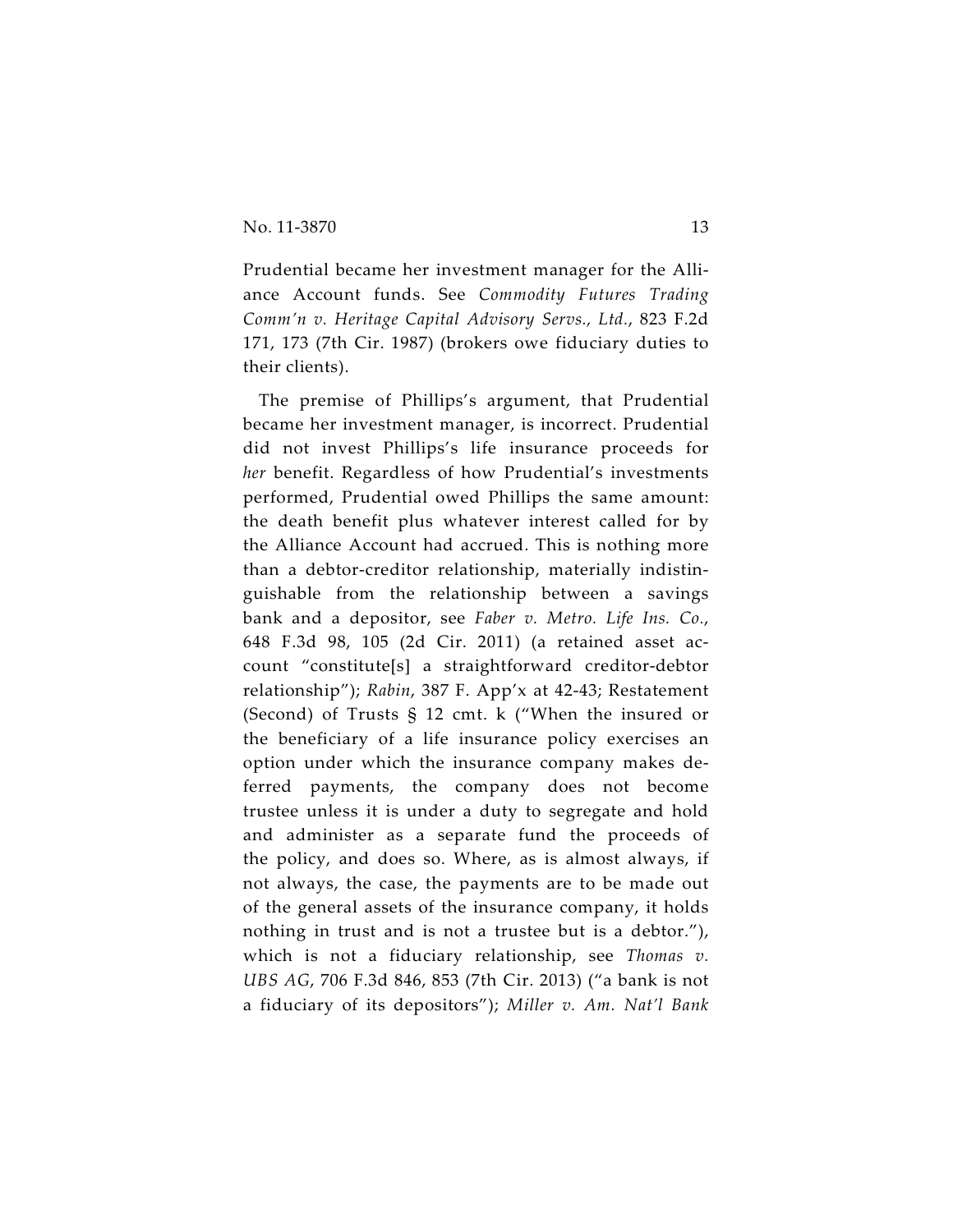Prudential became her investment manager for the Alliance Account funds. See *Commodity Futures Trading Comm'n v. Heritage Capital Advisory Servs., Ltd.*, 823 F.2d 171, 173 (7th Cir. 1987) (brokers owe fiduciary duties to their clients).

The premise of Phillips's argument, that Prudential became her investment manager, is incorrect. Prudential did not invest Phillips's life insurance proceeds for *her* benefit. Regardless of how Prudential's investments performed, Prudential owed Phillips the same amount: the death benefit plus whatever interest called for by the Alliance Account had accrued. This is nothing more than a debtor-creditor relationship, materially indistinguishable from the relationship between a savings bank and a depositor, see *Faber v. Metro. Life Ins. Co.*, 648 F.3d 98, 105 (2d Cir. 2011) (a retained asset account "constitute[s] a straightforward creditor-debtor relationship"); *Rabin*, 387 F. App'x at 42-43; Restatement (Second) of Trusts § 12 cmt. k ("When the insured or the beneficiary of a life insurance policy exercises an option under which the insurance company makes deferred payments, the company does not become trustee unless it is under a duty to segregate and hold and administer as a separate fund the proceeds of the policy, and does so. Where, as is almost always, if not always, the case, the payments are to be made out of the general assets of the insurance company, it holds nothing in trust and is not a trustee but is a debtor."), which is not a fiduciary relationship, see *Thomas v. UBS AG*, 706 F.3d 846, 853 (7th Cir. 2013) ("a bank is not a fiduciary of its depositors"); *Miller v. Am. Nat'l Bank*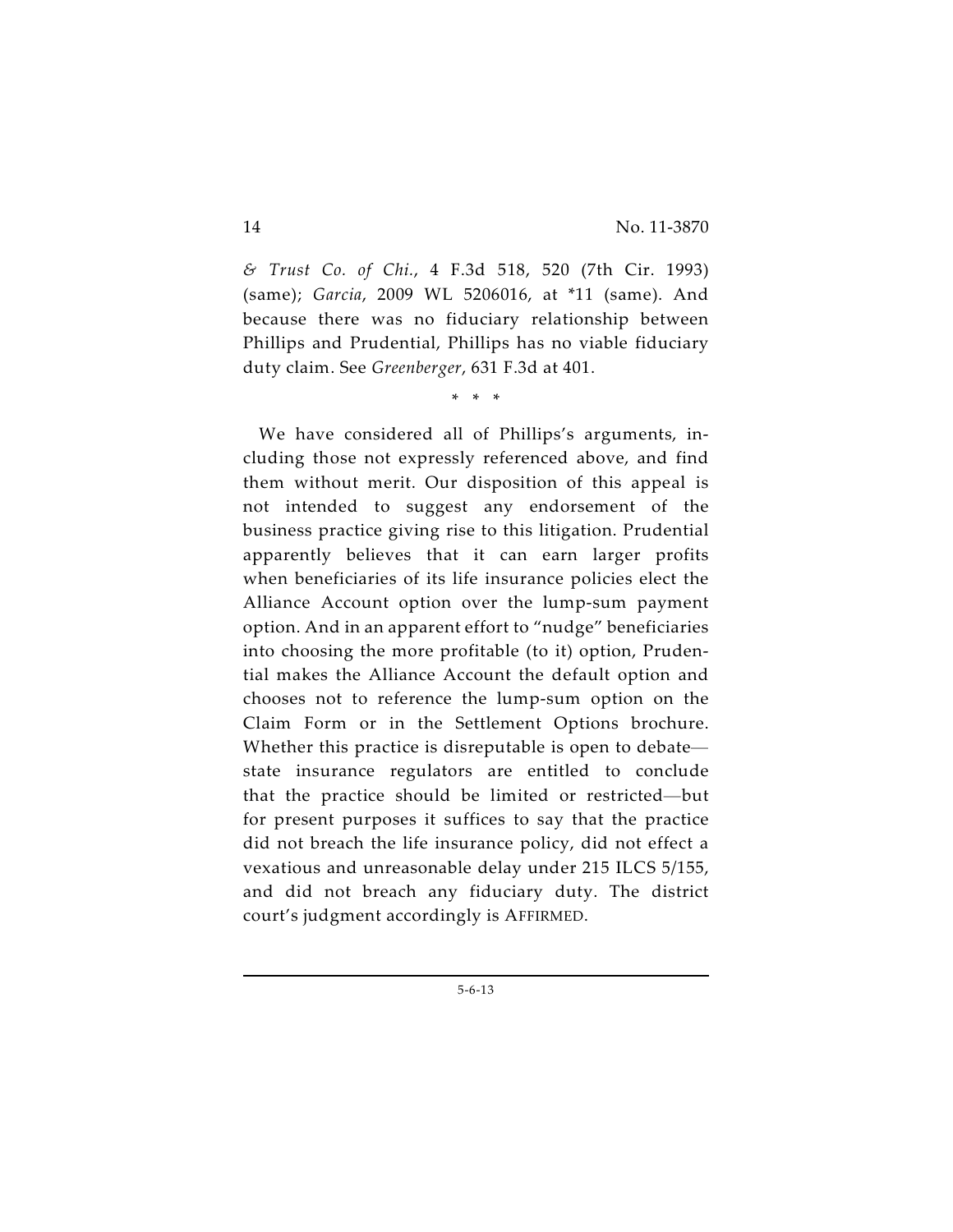*& Trust Co. of Chi.*, 4 F.3d 518, 520 (7th Cir. 1993) (same); *Garcia*, 2009 WL 5206016, at *11 (same). And because there was no fiduciary relationship between Phillips and Prudential, Phillips has no viable fiduciary duty claim. See *Greenberger*, 631 F.3d at 401.

\* \* \*

We have considered all of Phillips's arguments, including those not expressly referenced above, and find them without merit. Our disposition of this appeal is not intended to suggest any endorsement of the business practice giving rise to this litigation. Prudential apparently believes that it can earn larger profits when beneficiaries of its life insurance policies elect the Alliance Account option over the lump-sum payment option. And in an apparent effort to "nudge" beneficiaries into choosing the more profitable (to it) option, Prudential makes the Alliance Account the default option and chooses not to reference the lump-sum option on the Claim Form or in the Settlement Options brochure. Whether this practice is disreputable is open to debate—state insurance regulators are entitled to conclude that the practice should be limited or restricted—but for present purposes it suffices to say that the practice did not breach the life insurance policy, did not effect a vexatious and unreasonable delay under 215 ILCS 5/155, and did not breach any fiduciary duty. The district court's judgment accordingly is AFFIRMED.

5-6-13